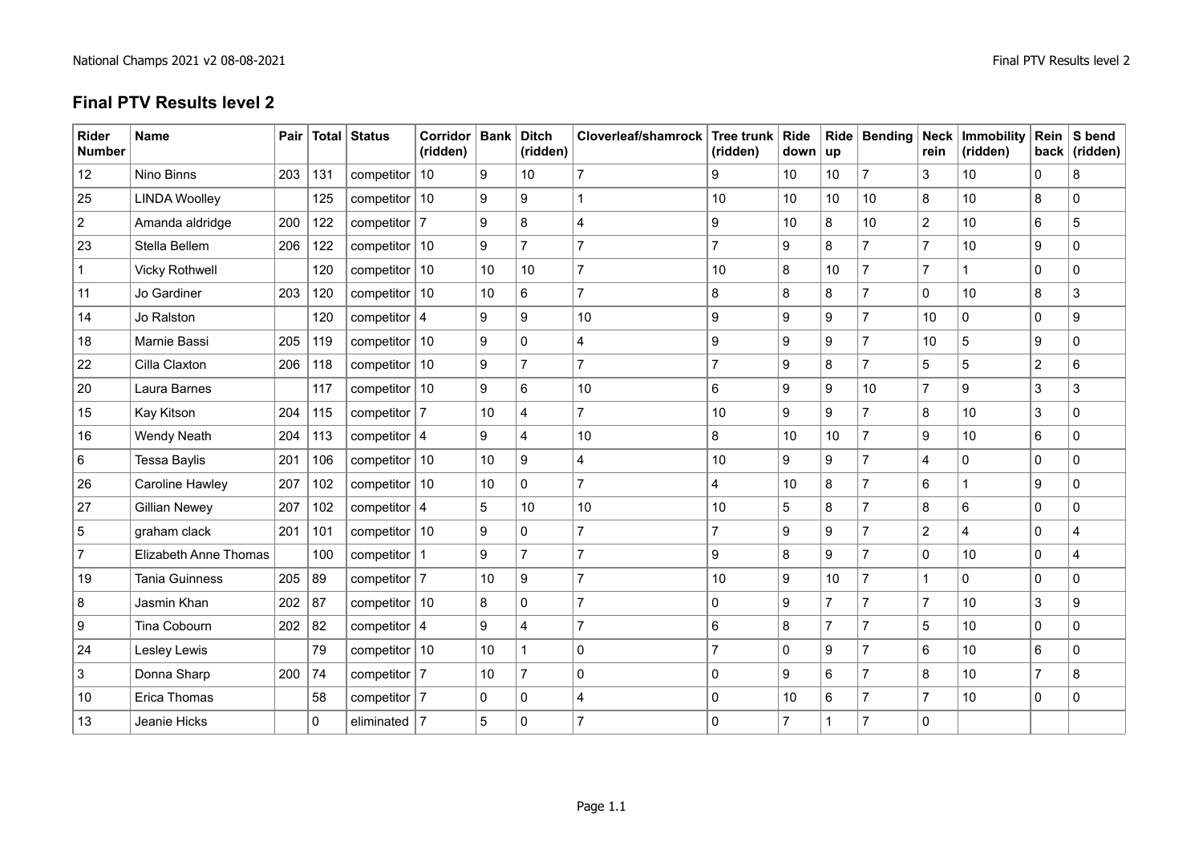## Final PTV Results level 2

| Rider Number | Name | Pair | Total | Status | Corridor (ridden) | Bank | Ditch (ridden) | Cloverleaf/shamrock | Tree trunk (ridden) | Ride down | Ride up | Bending | Neck rein | Immobility (ridden) | Rein back | S bend (ridden) |
|---|---|---|---|---|---|---|---|---|---|---|---|---|---|---|---|---|
| 12 | Nino Binns | 203 | 131 | competitor | 10 | 9 | 10 | 7 | 9 | 10 | 10 | 7 | 3 | 10 | 0 | 8 |
| 25 | LINDA Woolley | | 125 | competitor | 10 | 9 | 9 | 1 | 10 | 10 | 10 | 10 | 8 | 10 | 8 | 0 |
| 2 | Amanda aldridge | 200 | 122 | competitor | 7 | 9 | 8 | 4 | 9 | 10 | 8 | 10 | 2 | 10 | 6 | 5 |
| 23 | Stella Bellem | 206 | 122 | competitor | 10 | 9 | 7 | 7 | 7 | 9 | 8 | 7 | 7 | 10 | 9 | 0 |
| 1 | Vicky Rothwell | | 120 | competitor | 10 | 10 | 10 | 7 | 10 | 8 | 10 | 7 | 7 | 1 | 0 | 0 |
| 11 | Jo Gardiner | 203 | 120 | competitor | 10 | 10 | 6 | 7 | 8 | 8 | 8 | 7 | 0 | 10 | 8 | 3 |
| 14 | Jo Ralston | | 120 | competitor | 4 | 9 | 9 | 10 | 9 | 9 | 9 | 7 | 10 | 0 | 0 | 9 |
| 18 | Marnie Bassi | 205 | 119 | competitor | 10 | 9 | 0 | 4 | 9 | 9 | 9 | 7 | 10 | 5 | 9 | 0 |
| 22 | Cilla Claxton | 206 | 118 | competitor | 10 | 9 | 7 | 7 | 7 | 9 | 8 | 7 | 5 | 5 | 2 | 6 |
| 20 | Laura Barnes | | 117 | competitor | 10 | 9 | 6 | 10 | 6 | 9 | 9 | 10 | 7 | 9 | 3 | 3 |
| 15 | Kay Kitson | 204 | 115 | competitor | 7 | 10 | 4 | 7 | 10 | 9 | 9 | 7 | 8 | 10 | 3 | 0 |
| 16 | Wendy Neath | 204 | 113 | competitor | 4 | 9 | 4 | 10 | 8 | 10 | 10 | 7 | 9 | 10 | 6 | 0 |
| 6 | Tessa Baylis | 201 | 106 | competitor | 10 | 10 | 9 | 4 | 10 | 9 | 9 | 7 | 4 | 0 | 0 | 0 |
| 26 | Caroline Hawley | 207 | 102 | competitor | 10 | 10 | 0 | 7 | 4 | 10 | 8 | 7 | 6 | 1 | 9 | 0 |
| 27 | Gillian Newey | 207 | 102 | competitor | 4 | 5 | 10 | 10 | 10 | 5 | 8 | 7 | 8 | 6 | 0 | 0 |
| 5 | graham clack | 201 | 101 | competitor | 10 | 9 | 0 | 7 | 7 | 9 | 9 | 7 | 2 | 4 | 0 | 4 |
| 7 | Elizabeth Anne Thomas | | 100 | competitor | 1 | 9 | 7 | 7 | 9 | 8 | 9 | 7 | 0 | 10 | 0 | 4 |
| 19 | Tania Guinness | 205 | 89 | competitor | 7 | 10 | 9 | 7 | 10 | 9 | 10 | 7 | 1 | 0 | 0 | 0 |
| 8 | Jasmin Khan | 202 | 87 | competitor | 10 | 8 | 0 | 7 | 0 | 9 | 7 | 7 | 7 | 10 | 3 | 9 |
| 9 | Tina Cobourn | 202 | 82 | competitor | 4 | 9 | 4 | 7 | 6 | 8 | 7 | 7 | 5 | 10 | 0 | 0 |
| 24 | Lesley Lewis | | 79 | competitor | 10 | 10 | 1 | 0 | 7 | 0 | 9 | 7 | 6 | 10 | 6 | 0 |
| 3 | Donna Sharp | 200 | 74 | competitor | 7 | 10 | 7 | 0 | 0 | 9 | 6 | 7 | 8 | 10 | 7 | 8 |
| 10 | Erica Thomas | | 58 | competitor | 7 | 0 | 0 | 4 | 0 | 10 | 6 | 7 | 7 | 10 | 0 | 0 |
| 13 | Jeanie Hicks | | 0 | eliminated | 7 | 5 | 0 | 7 | 0 | 7 | 1 | 7 | 0 | | | |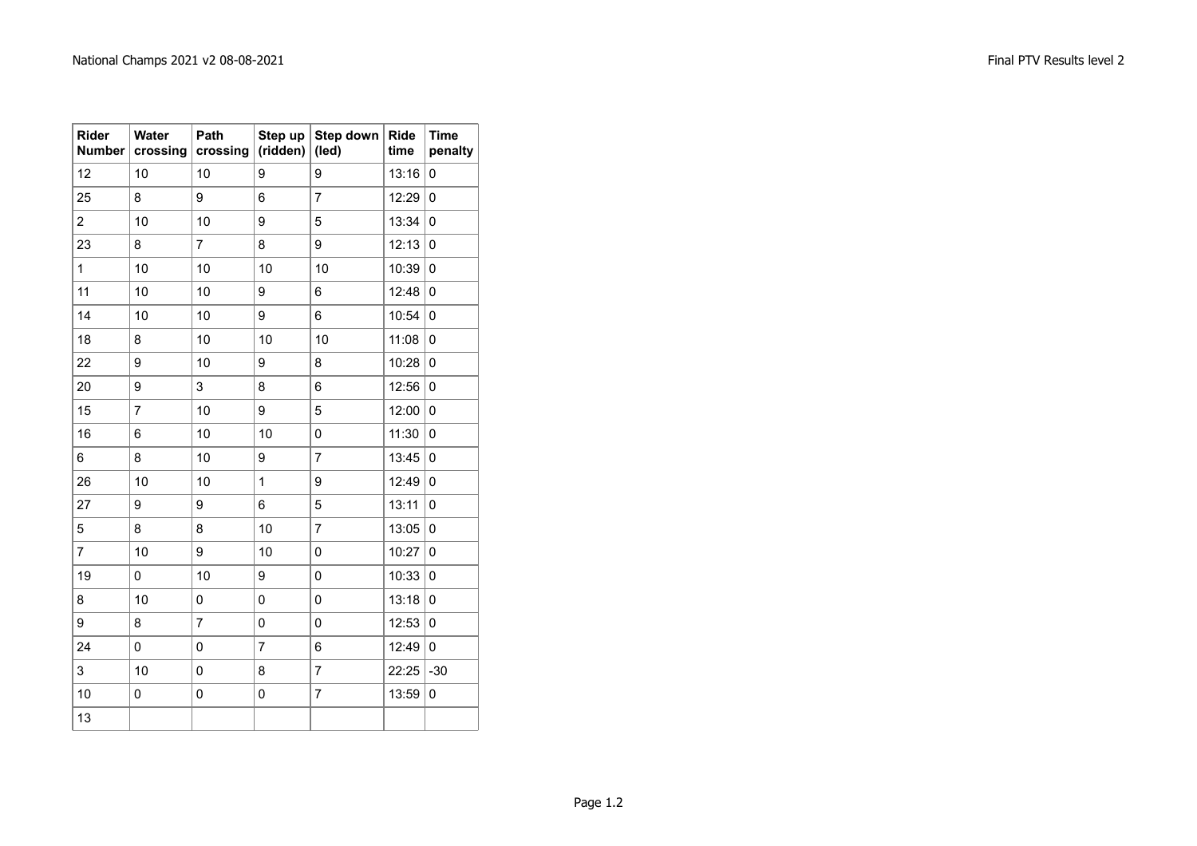| Rider Number | Water crossing | Path crossing | Step up (ridden) | Step down (led) | Ride time | Time penalty |
|---|---|---|---|---|---|---|
| 12 | 10 | 10 | 9 | 9 | 13:16 | 0 |
| 25 | 8 | 9 | 6 | 7 | 12:29 | 0 |
| 2 | 10 | 10 | 9 | 5 | 13:34 | 0 |
| 23 | 8 | 7 | 8 | 9 | 12:13 | 0 |
| 1 | 10 | 10 | 10 | 10 | 10:39 | 0 |
| 11 | 10 | 10 | 9 | 6 | 12:48 | 0 |
| 14 | 10 | 10 | 9 | 6 | 10:54 | 0 |
| 18 | 8 | 10 | 10 | 10 | 11:08 | 0 |
| 22 | 9 | 10 | 9 | 8 | 10:28 | 0 |
| 20 | 9 | 3 | 8 | 6 | 12:56 | 0 |
| 15 | 7 | 10 | 9 | 5 | 12:00 | 0 |
| 16 | 6 | 10 | 10 | 0 | 11:30 | 0 |
| 6 | 8 | 10 | 9 | 7 | 13:45 | 0 |
| 26 | 10 | 10 | 1 | 9 | 12:49 | 0 |
| 27 | 9 | 9 | 6 | 5 | 13:11 | 0 |
| 5 | 8 | 8 | 10 | 7 | 13:05 | 0 |
| 7 | 10 | 9 | 10 | 0 | 10:27 | 0 |
| 19 | 0 | 10 | 9 | 0 | 10:33 | 0 |
| 8 | 10 | 0 | 0 | 0 | 13:18 | 0 |
| 9 | 8 | 7 | 0 | 0 | 12:53 | 0 |
| 24 | 0 | 0 | 7 | 6 | 12:49 | 0 |
| 3 | 10 | 0 | 8 | 7 | 22:25 | -30 |
| 10 | 0 | 0 | 0 | 7 | 13:59 | 0 |
| 13 | | | | | | |